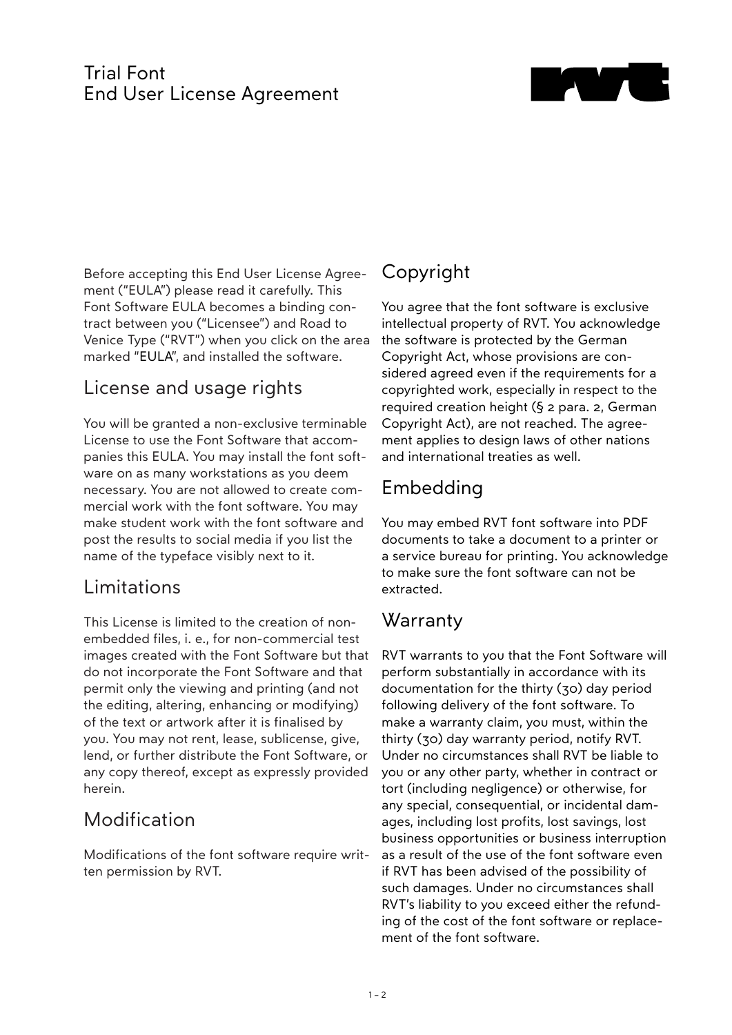# Trial Font End User License Agreement

Before accepting this End User License Agreement ("EULA") please read it carefully. This Font Software EULA becomes a binding contract between you ("Licensee") and Road to Venice Type ("RVT") when you click on the area marked "EULA", and installed the software.

## License and usage rights

You will be granted a non-exclusive terminable License to use the Font Software that accompanies this EULA. You may install the font software on as many workstations as you deem necessary. You are not allowed to create commercial work with the font software. You may make student work with the font software and post the results to social media if you list the name of the typeface visibly next to it.

## Limitations

This License is limited to the creation of non-embedded files, i. e., for non-commercial test images created with the Font Software but that do not incorporate the Font Software and that permit only the viewing and printing (and not the editing, altering, enhancing or modifying) of the text or artwork after it is finalised by you. You may not rent, lease, sublicense, give, lend, or further distribute the Font Software, or any copy thereof, except as expressly provided herein.

## Modification

Modifications of the font software require written permission by RVT.

## Copyright

You agree that the font software is exclusive intellectual property of RVT. You acknowledge the software is protected by the German Copyright Act, whose provisions are considered agreed even if the requirements for a copyrighted work, especially in respect to the required creation height (§ 2 para. 2, German Copyright Act), are not reached. The agreement applies to design laws of other nations and international treaties as well.

## Embedding

You may embed RVT font software into PDF documents to take a document to a printer or a service bureau for printing. You acknowledge to make sure the font software can not be extracted.

## Warranty

RVT warrants to you that the Font Software will perform substantially in accordance with its documentation for the thirty (30) day period following delivery of the font software. To make a warranty claim, you must, within the thirty (30) day warranty period, notify RVT. Under no circumstances shall RVT be liable to you or any other party, whether in contract or tort (including negligence) or otherwise, for any special, consequential, or incidental damages, including lost profits, lost savings, lost business opportunities or business interruption as a result of the use of the font software even if RVT has been advised of the possibility of such damages. Under no circumstances shall RVT's liability to you exceed either the refunding of the cost of the font software or replacement of the font software.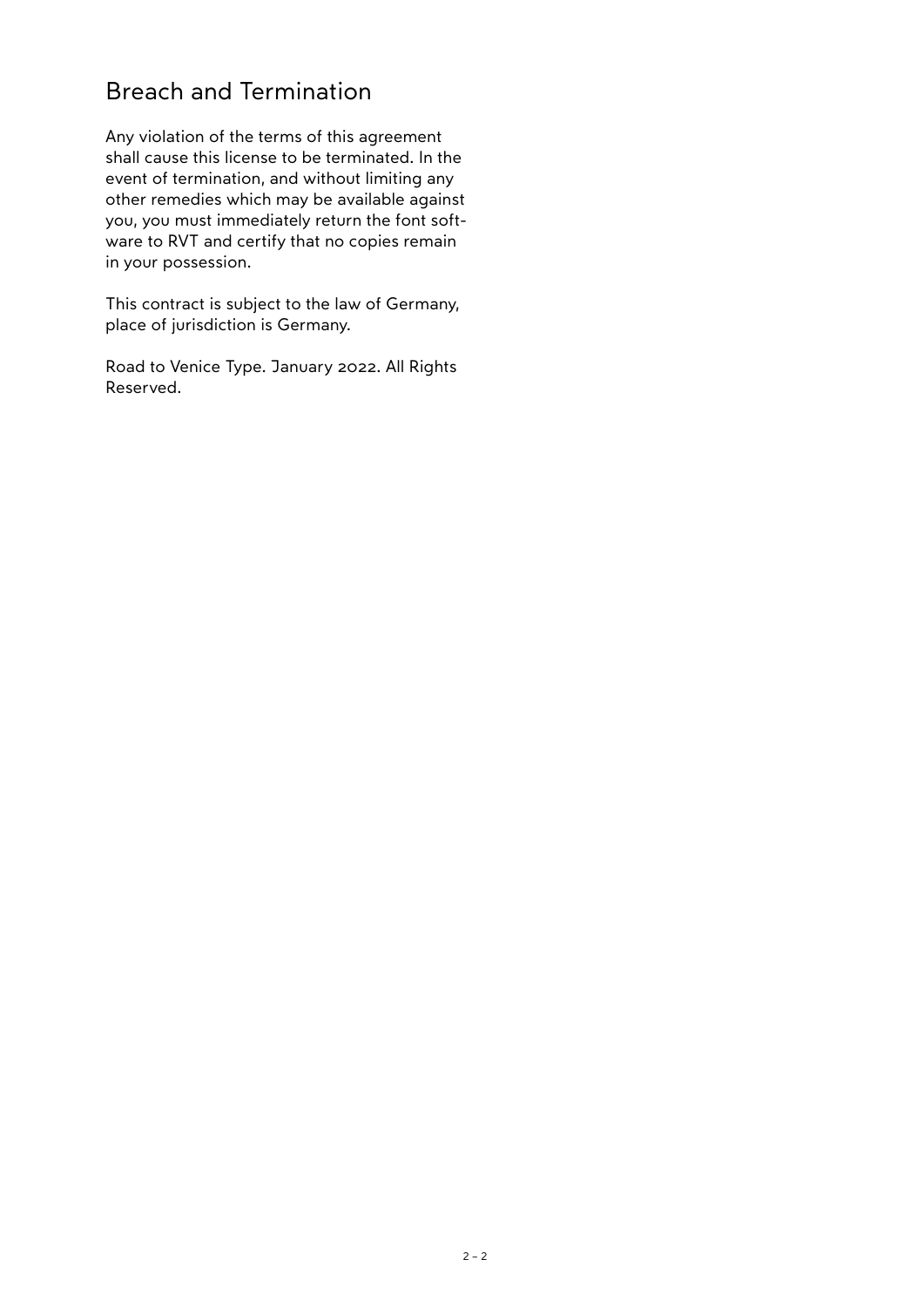## Breach and Termination

Any violation of the terms of this agreement shall cause this license to be terminated. In the event of termination, and without limiting any other remedies which may be available against you, you must immediately return the font software to RVT and certify that no copies remain in your possession.

This contract is subject to the law of Germany, place of jurisdiction is Germany.

Road to Venice Type. January 2022. All Rights Reserved.